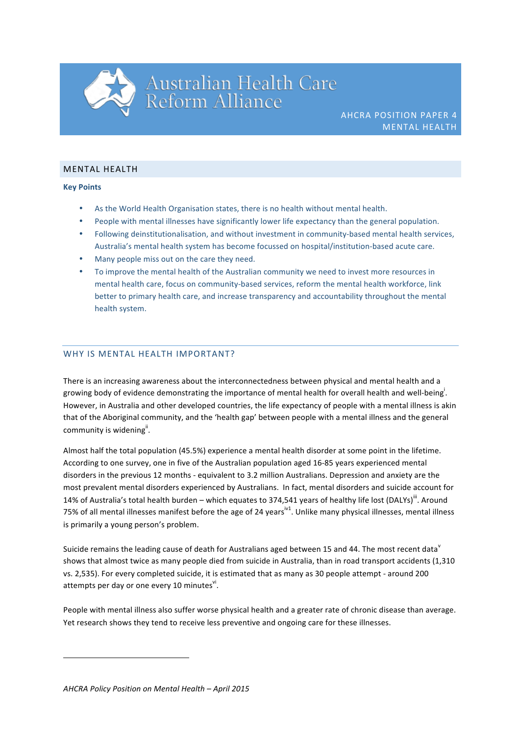# Australian Health Care Reform Alliance

AHCRA POSITION PAPER 4
MENTAL HEALTH

## MENTAL HEALTH

**Key Points**

- As the World Health Organisation states, there is no health without mental health.
- People with mental illnesses have significantly lower life expectancy than the general population.
- Following deinstitutionalisation, and without investment in community-based mental health services, Australia's mental health system has become focussed on hospital/institution-based acute care.
- Many people miss out on the care they need.
- To improve the mental health of the Australian community we need to invest more resources in mental health care, focus on community-based services, reform the mental health workforce, link better to primary health care, and increase transparency and accountability throughout the mental health system.

## WHY IS MENTAL HEALTH IMPORTANT?

There is an increasing awareness about the interconnectedness between physical and mental health and a growing body of evidence demonstrating the importance of mental health for overall health and well-being[i]. However, in Australia and other developed countries, the life expectancy of people with a mental illness is akin that of the Aboriginal community, and the 'health gap' between people with a mental illness and the general community is widening[ii].

Almost half the total population (45.5%) experience a mental health disorder at some point in the lifetime. According to one survey, one in five of the Australian population aged 16-85 years experienced mental disorders in the previous 12 months - equivalent to 3.2 million Australians. Depression and anxiety are the most prevalent mental disorders experienced by Australians. In fact, mental disorders and suicide account for 14% of Australia's total health burden – which equates to 374,541 years of healthy life lost (DALYs)[iii]. Around 75% of all mental illnesses manifest before the age of 24 years[iv1]. Unlike many physical illnesses, mental illness is primarily a young person's problem.

Suicide remains the leading cause of death for Australians aged between 15 and 44. The most recent data[v] shows that almost twice as many people died from suicide in Australia, than in road transport accidents (1,310 vs. 2,535). For every completed suicide, it is estimated that as many as 30 people attempt - around 200 attempts per day or one every 10 minutes[vi].

People with mental illness also suffer worse physical health and a greater rate of chronic disease than average. Yet research shows they tend to receive less preventive and ongoing care for these illnesses.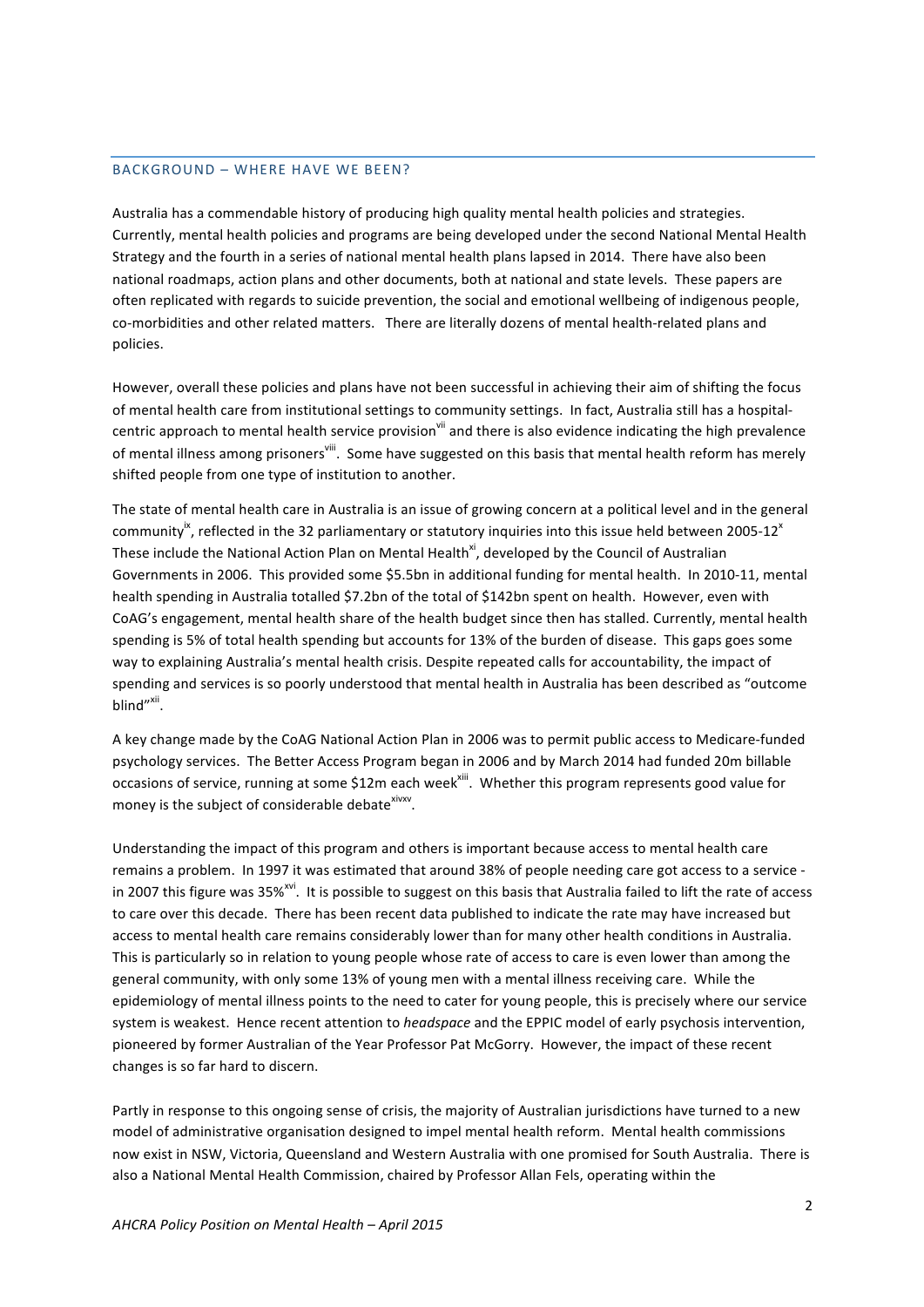## BACKGROUND – WHERE HAVE WE BEEN?

Australia has a commendable history of producing high quality mental health policies and strategies. Currently, mental health policies and programs are being developed under the second National Mental Health Strategy and the fourth in a series of national mental health plans lapsed in 2014. There have also been national roadmaps, action plans and other documents, both at national and state levels. These papers are often replicated with regards to suicide prevention, the social and emotional wellbeing of indigenous people, co-morbidities and other related matters. There are literally dozens of mental health-related plans and policies.

However, overall these policies and plans have not been successful in achieving their aim of shifting the focus of mental health care from institutional settings to community settings. In fact, Australia still has a hospital-centric approach to mental health service provision[vii] and there is also evidence indicating the high prevalence of mental illness among prisoners[viii]. Some have suggested on this basis that mental health reform has merely shifted people from one type of institution to another.

The state of mental health care in Australia is an issue of growing concern at a political level and in the general community[ix], reflected in the 32 parliamentary or statutory inquiries into this issue held between 2005-12[x] These include the National Action Plan on Mental Health[xi], developed by the Council of Australian Governments in 2006. This provided some $5.5bn in additional funding for mental health. In 2010-11, mental health spending in Australia totalled $7.2bn of the total of $142bn spent on health. However, even with CoAG's engagement, mental health share of the health budget since then has stalled. Currently, mental health spending is 5% of total health spending but accounts for 13% of the burden of disease. This gaps goes some way to explaining Australia's mental health crisis. Despite repeated calls for accountability, the impact of spending and services is so poorly understood that mental health in Australia has been described as "outcome blind"[xii].

A key change made by the CoAG National Action Plan in 2006 was to permit public access to Medicare-funded psychology services. The Better Access Program began in 2006 and by March 2014 had funded 20m billable occasions of service, running at some $12m each week[xiii]. Whether this program represents good value for money is the subject of considerable debate[xivxv].

Understanding the impact of this program and others is important because access to mental health care remains a problem. In 1997 it was estimated that around 38% of people needing care got access to a service - in 2007 this figure was 35%[xvi]. It is possible to suggest on this basis that Australia failed to lift the rate of access to care over this decade. There has been recent data published to indicate the rate may have increased but access to mental health care remains considerably lower than for many other health conditions in Australia. This is particularly so in relation to young people whose rate of access to care is even lower than among the general community, with only some 13% of young men with a mental illness receiving care. While the epidemiology of mental illness points to the need to cater for young people, this is precisely where our service system is weakest. Hence recent attention to *headspace* and the EPPIC model of early psychosis intervention, pioneered by former Australian of the Year Professor Pat McGorry. However, the impact of these recent changes is so far hard to discern.

Partly in response to this ongoing sense of crisis, the majority of Australian jurisdictions have turned to a new model of administrative organisation designed to impel mental health reform. Mental health commissions now exist in NSW, Victoria, Queensland and Western Australia with one promised for South Australia. There is also a National Mental Health Commission, chaired by Professor Allan Fels, operating within the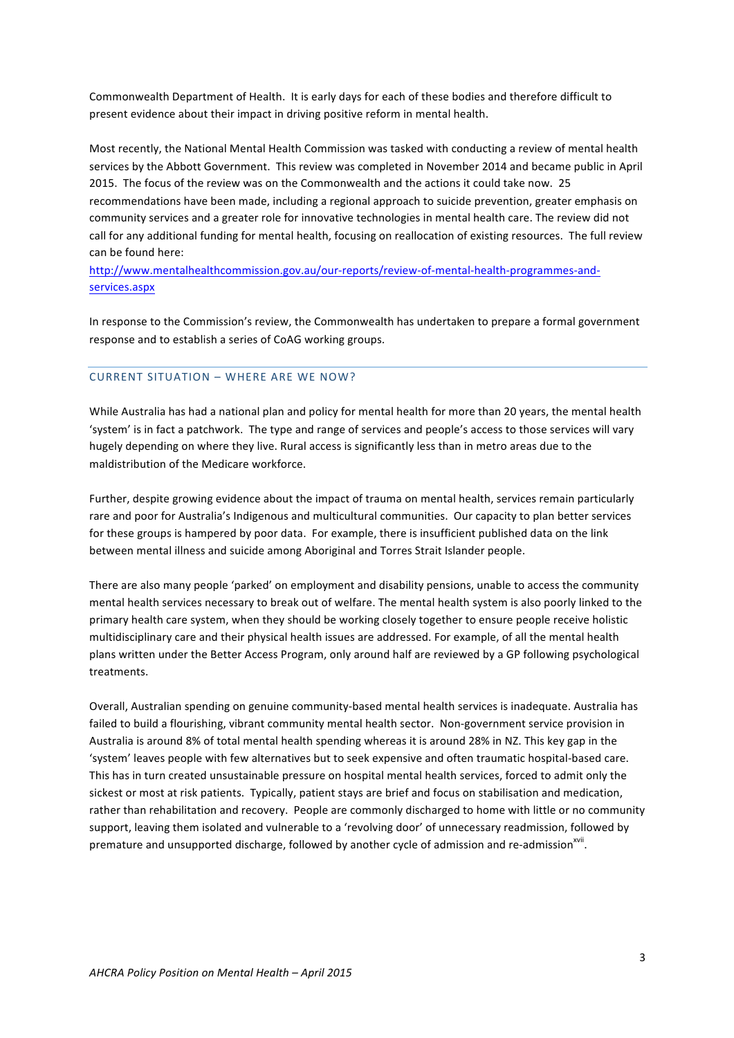Commonwealth Department of Health. It is early days for each of these bodies and therefore difficult to present evidence about their impact in driving positive reform in mental health.

Most recently, the National Mental Health Commission was tasked with conducting a review of mental health services by the Abbott Government. This review was completed in November 2014 and became public in April 2015. The focus of the review was on the Commonwealth and the actions it could take now. 25 recommendations have been made, including a regional approach to suicide prevention, greater emphasis on community services and a greater role for innovative technologies in mental health care. The review did not call for any additional funding for mental health, focusing on reallocation of existing resources. The full review can be found here:
http://www.mentalhealthcommission.gov.au/our-reports/review-of-mental-health-programmes-and-services.aspx

In response to the Commission's review, the Commonwealth has undertaken to prepare a formal government response and to establish a series of CoAG working groups.

## CURRENT SITUATION – WHERE ARE WE NOW?

While Australia has had a national plan and policy for mental health for more than 20 years, the mental health 'system' is in fact a patchwork. The type and range of services and people's access to those services will vary hugely depending on where they live. Rural access is significantly less than in metro areas due to the maldistribution of the Medicare workforce.

Further, despite growing evidence about the impact of trauma on mental health, services remain particularly rare and poor for Australia's Indigenous and multicultural communities. Our capacity to plan better services for these groups is hampered by poor data. For example, there is insufficient published data on the link between mental illness and suicide among Aboriginal and Torres Strait Islander people.

There are also many people 'parked' on employment and disability pensions, unable to access the community mental health services necessary to break out of welfare. The mental health system is also poorly linked to the primary health care system, when they should be working closely together to ensure people receive holistic multidisciplinary care and their physical health issues are addressed. For example, of all the mental health plans written under the Better Access Program, only around half are reviewed by a GP following psychological treatments.

Overall, Australian spending on genuine community-based mental health services is inadequate. Australia has failed to build a flourishing, vibrant community mental health sector. Non-government service provision in Australia is around 8% of total mental health spending whereas it is around 28% in NZ. This key gap in the 'system' leaves people with few alternatives but to seek expensive and often traumatic hospital-based care. This has in turn created unsustainable pressure on hospital mental health services, forced to admit only the sickest or most at risk patients. Typically, patient stays are brief and focus on stabilisation and medication, rather than rehabilitation and recovery. People are commonly discharged to home with little or no community support, leaving them isolated and vulnerable to a 'revolving door' of unnecessary readmission, followed by premature and unsupported discharge, followed by another cycle of admission and re-admission[xvii].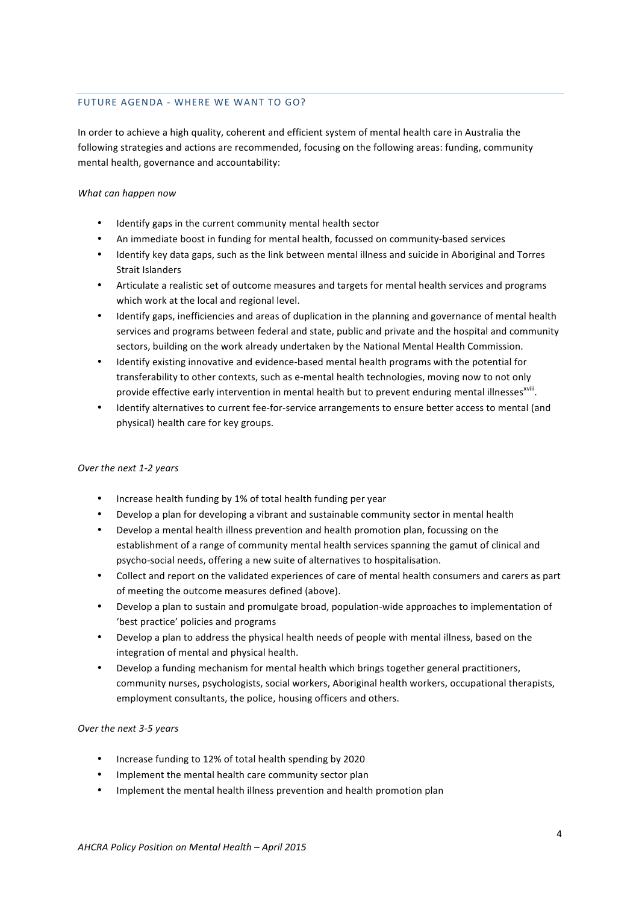## FUTURE AGENDA - WHERE WE WANT TO GO?

In order to achieve a high quality, coherent and efficient system of mental health care in Australia the following strategies and actions are recommended, focusing on the following areas: funding, community mental health, governance and accountability:

*What can happen now*

- Identify gaps in the current community mental health sector
- An immediate boost in funding for mental health, focussed on community-based services
- Identify key data gaps, such as the link between mental illness and suicide in Aboriginal and Torres Strait Islanders
- Articulate a realistic set of outcome measures and targets for mental health services and programs which work at the local and regional level.
- Identify gaps, inefficiencies and areas of duplication in the planning and governance of mental health services and programs between federal and state, public and private and the hospital and community sectors, building on the work already undertaken by the National Mental Health Commission.
- Identify existing innovative and evidence-based mental health programs with the potential for transferability to other contexts, such as e-mental health technologies, moving now to not only provide effective early intervention in mental health but to prevent enduring mental illnesses[xviii].
- Identify alternatives to current fee-for-service arrangements to ensure better access to mental (and physical) health care for key groups.

*Over the next 1-2 years*

- Increase health funding by 1% of total health funding per year
- Develop a plan for developing a vibrant and sustainable community sector in mental health
- Develop a mental health illness prevention and health promotion plan, focussing on the establishment of a range of community mental health services spanning the gamut of clinical and psycho-social needs, offering a new suite of alternatives to hospitalisation.
- Collect and report on the validated experiences of care of mental health consumers and carers as part of meeting the outcome measures defined (above).
- Develop a plan to sustain and promulgate broad, population-wide approaches to implementation of 'best practice' policies and programs
- Develop a plan to address the physical health needs of people with mental illness, based on the integration of mental and physical health.
- Develop a funding mechanism for mental health which brings together general practitioners, community nurses, psychologists, social workers, Aboriginal health workers, occupational therapists, employment consultants, the police, housing officers and others.

*Over the next 3-5 years*

- Increase funding to 12% of total health spending by 2020
- Implement the mental health care community sector plan
- Implement the mental health illness prevention and health promotion plan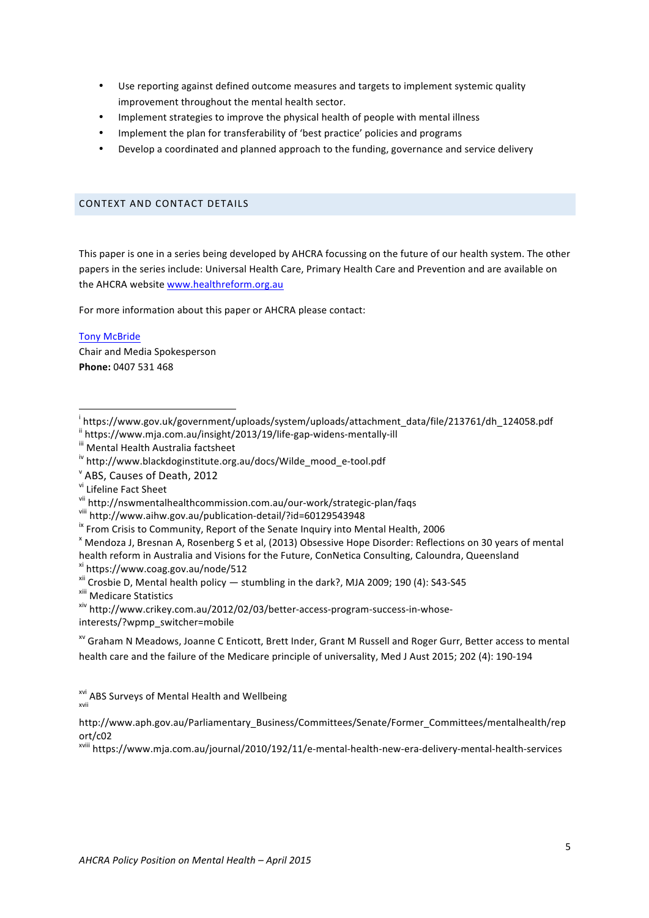- Use reporting against defined outcome measures and targets to implement systemic quality improvement throughout the mental health sector.
- Implement strategies to improve the physical health of people with mental illness
- Implement the plan for transferability of 'best practice' policies and programs
- Develop a coordinated and planned approach to the funding, governance and service delivery

## CONTEXT AND CONTACT DETAILS

This paper is one in a series being developed by AHCRA focussing on the future of our health system. The other papers in the series include: Universal Health Care, Primary Health Care and Prevention and are available on the AHCRA website www.healthreform.org.au

For more information about this paper or AHCRA please contact:

Tony McBride
Chair and Media Spokesperson
**Phone:** 0407 531 468

---

[i] https://www.gov.uk/government/uploads/system/uploads/attachment_data/file/213761/dh_124058.pdf
[ii] https://www.mja.com.au/insight/2013/19/life-gap-widens-mentally-ill
[iii] Mental Health Australia factsheet
[iv] http://www.blackdoginstitute.org.au/docs/Wilde_mood_e-tool.pdf
[v] ABS, Causes of Death, 2012
[vi] Lifeline Fact Sheet
[vii] http://nswmentalhealthcommission.com.au/our-work/strategic-plan/faqs
[viii] http://www.aihw.gov.au/publication-detail/?id=60129543948
[ix] From Crisis to Community, Report of the Senate Inquiry into Mental Health, 2006
[x] Mendoza J, Bresnan A, Rosenberg S et al, (2013) Obsessive Hope Disorder: Reflections on 30 years of mental health reform in Australia and Visions for the Future, ConNetica Consulting, Caloundra, Queensland
[xi] https://www.coag.gov.au/node/512
[xii] Crosbie D, Mental health policy — stumbling in the dark?, MJA 2009; 190 (4): S43-S45
[xiii] Medicare Statistics
[xiv] http://www.crikey.com.au/2012/02/03/better-access-program-success-in-whose-interests/?wpmp_switcher=mobile
[xv] Graham N Meadows, Joanne C Enticott, Brett Inder, Grant M Russell and Roger Gurr, Better access to mental health care and the failure of the Medicare principle of universality, Med J Aust 2015; 202 (4): 190-194

[xvi] ABS Surveys of Mental Health and Wellbeing
[xvii] http://www.aph.gov.au/Parliamentary_Business/Committees/Senate/Former_Committees/mentalhealth/report/c02
[xviii] https://www.mja.com.au/journal/2010/192/11/e-mental-health-new-era-delivery-mental-health-services